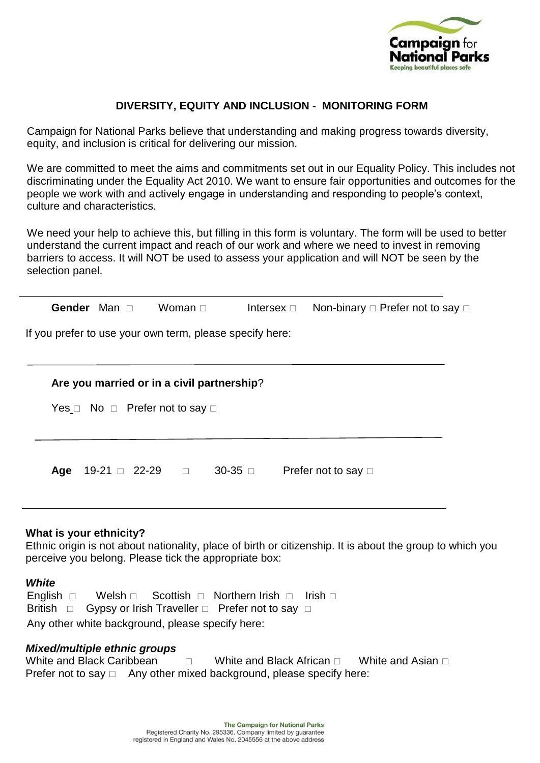Campaign for National Parks
Keeping beautiful places safe

## DIVERSITY, EQUITY AND INCLUSION - MONITORING FORM

Campaign for National Parks believe that understanding and making progress towards diversity, equity, and inclusion is critical for delivering our mission.

We are committed to meet the aims and commitments set out in our Equality Policy. This includes not discriminating under the Equality Act 2010. We want to ensure fair opportunities and outcomes for the people we work with and actively engage in understanding and responding to people's context, culture and characteristics.

We need your help to achieve this, but filling in this form is voluntary. The form will be used to better understand the current impact and reach of our work and where we need to invest in removing barriers to access. It will NOT be used to assess your application and will NOT be seen by the selection panel.

---

**Gender** Man □ Woman □ Intersex □ Non-binary □ Prefer not to say □

If you prefer to use your own term, please specify here:

---

**Are you married or in a civil partnership**?

Yes □ No □ Prefer not to say □

---

**Age** 19-21 □ 22-29 □ 30-35 □ Prefer not to say □

---

**What is your ethnicity?**

Ethnic origin is not about nationality, place of birth or citizenship. It is about the group to which you perceive you belong. Please tick the appropriate box:

***White***

English □ Welsh □ Scottish □ Northern Irish □ Irish □
British □ Gypsy or Irish Traveller □ Prefer not to say □
Any other white background, please specify here:

***Mixed/multiple ethnic groups***

White and Black Caribbean □ White and Black African □ White and Asian □
Prefer not to say □ Any other mixed background, please specify here: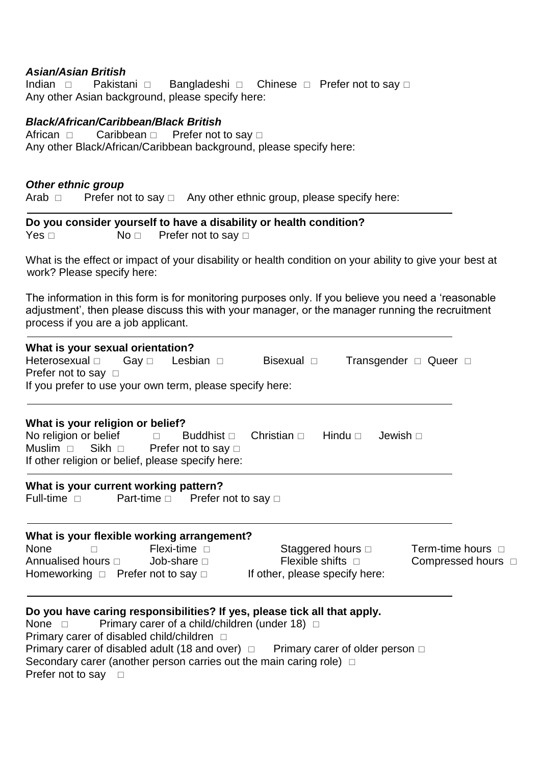***Asian/Asian British***

Indian □ Pakistani □ Bangladeshi □ Chinese □ Prefer not to say □

Any other Asian background, please specify here:

***Black/African/Caribbean/Black British***

African □ Caribbean □ Prefer not to say □

Any other Black/African/Caribbean background, please specify here:

***Other ethnic group***

Arab □ Prefer not to say □ Any other ethnic group, please specify here:

---

**Do you consider yourself to have a disability or health condition?**

Yes □ No □ Prefer not to say □

What is the effect or impact of your disability or health condition on your ability to give your best at work? Please specify here:

The information in this form is for monitoring purposes only. If you believe you need a 'reasonable adjustment', then please discuss this with your manager, or the manager running the recruitment process if you are a job applicant.

---

**What is your sexual orientation?**

Heterosexual □ Gay □ Lesbian □ Bisexual □ Transgender □ Queer □

Prefer not to say □

If you prefer to use your own term, please specify here:

---

**What is your religion or belief?**

No religion or belief □ Buddhist □ Christian □ Hindu □ Jewish □

Muslim □ Sikh □ Prefer not to say □

If other religion or belief, please specify here:

---

**What is your current working pattern?**

Full-time □ Part-time □ Prefer not to say □

---

**What is your flexible working arrangement?**

None □ Flexi-time □ Staggered hours □ Term-time hours □

Annualised hours □ Job-share □ Flexible shifts □ Compressed hours □

Homeworking □ Prefer not to say □ If other, please specify here:

---

**Do you have caring responsibilities? If yes, please tick all that apply.**

None □ Primary carer of a child/children (under 18) □

Primary carer of disabled child/children □

Primary carer of disabled adult (18 and over) □ Primary carer of older person □

Secondary carer (another person carries out the main caring role) □

Prefer not to say □